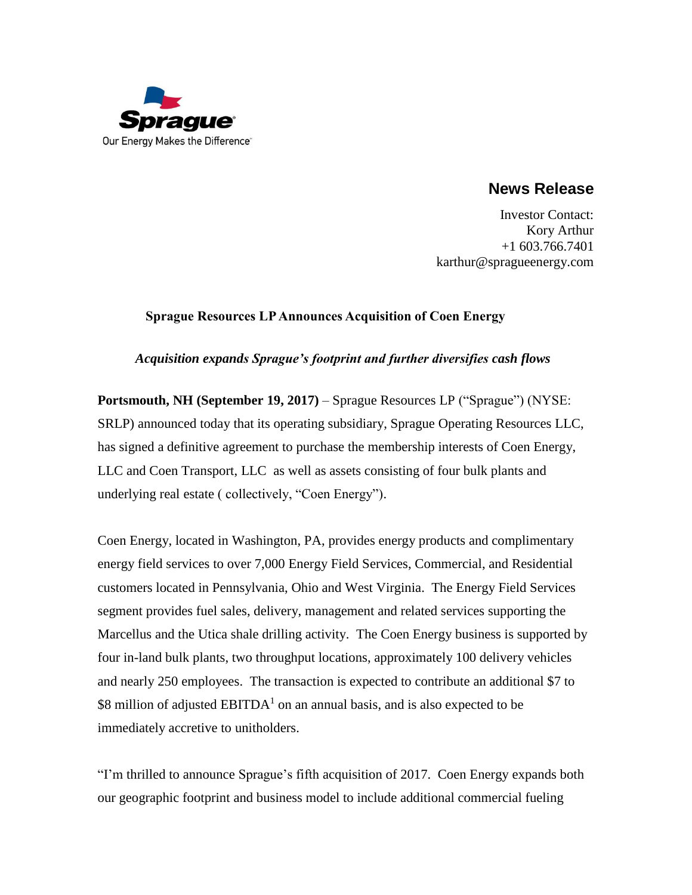Sprague

Our Energy Makes the Difference

## News Release

Investor Contact:
Kory Arthur
+1 603.766.7401
karthur@spragueenergy.com

# Sprague Resources LP Announces Acquisition of Coen Energy

*Acquisition expands Sprague's footprint and further diversifies cash flows*

**Portsmouth, NH (September 19, 2017)** – Sprague Resources LP ("Sprague") (NYSE: SRLP) announced today that its operating subsidiary, Sprague Operating Resources LLC, has signed a definitive agreement to purchase the membership interests of Coen Energy, LLC and Coen Transport, LLC as well as assets consisting of four bulk plants and underlying real estate ( collectively, "Coen Energy").

Coen Energy, located in Washington, PA, provides energy products and complimentary energy field services to over 7,000 Energy Field Services, Commercial, and Residential customers located in Pennsylvania, Ohio and West Virginia. The Energy Field Services segment provides fuel sales, delivery, management and related services supporting the Marcellus and the Utica shale drilling activity. The Coen Energy business is supported by four in-land bulk plants, two throughput locations, approximately 100 delivery vehicles and nearly 250 employees. The transaction is expected to contribute an additional $7 to $8 million of adjusted EBITDA[1] on an annual basis, and is also expected to be immediately accretive to unitholders.

"I'm thrilled to announce Sprague's fifth acquisition of 2017. Coen Energy expands both our geographic footprint and business model to include additional commercial fueling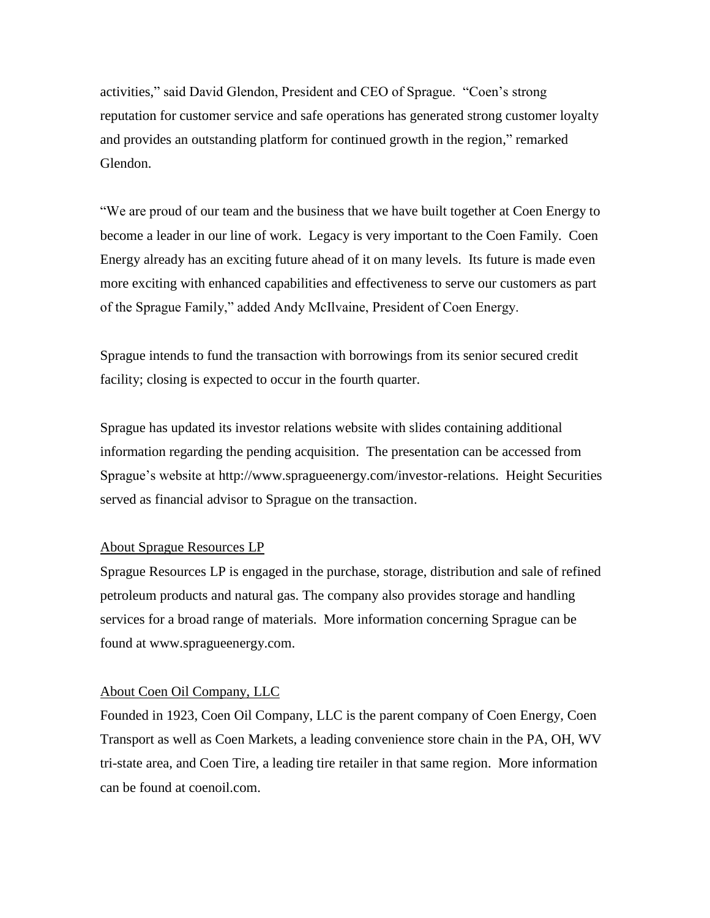activities," said David Glendon, President and CEO of Sprague. "Coen's strong reputation for customer service and safe operations has generated strong customer loyalty and provides an outstanding platform for continued growth in the region," remarked Glendon.

"We are proud of our team and the business that we have built together at Coen Energy to become a leader in our line of work. Legacy is very important to the Coen Family. Coen Energy already has an exciting future ahead of it on many levels. Its future is made even more exciting with enhanced capabilities and effectiveness to serve our customers as part of the Sprague Family," added Andy McIlvaine, President of Coen Energy.

Sprague intends to fund the transaction with borrowings from its senior secured credit facility; closing is expected to occur in the fourth quarter.

Sprague has updated its investor relations website with slides containing additional information regarding the pending acquisition. The presentation can be accessed from Sprague's website at http://www.spragueenergy.com/investor-relations. Height Securities served as financial advisor to Sprague on the transaction.

About Sprague Resources LP

Sprague Resources LP is engaged in the purchase, storage, distribution and sale of refined petroleum products and natural gas. The company also provides storage and handling services for a broad range of materials. More information concerning Sprague can be found at www.spragueenergy.com.

About Coen Oil Company, LLC

Founded in 1923, Coen Oil Company, LLC is the parent company of Coen Energy, Coen Transport as well as Coen Markets, a leading convenience store chain in the PA, OH, WV tri-state area, and Coen Tire, a leading tire retailer in that same region. More information can be found at coenoil.com.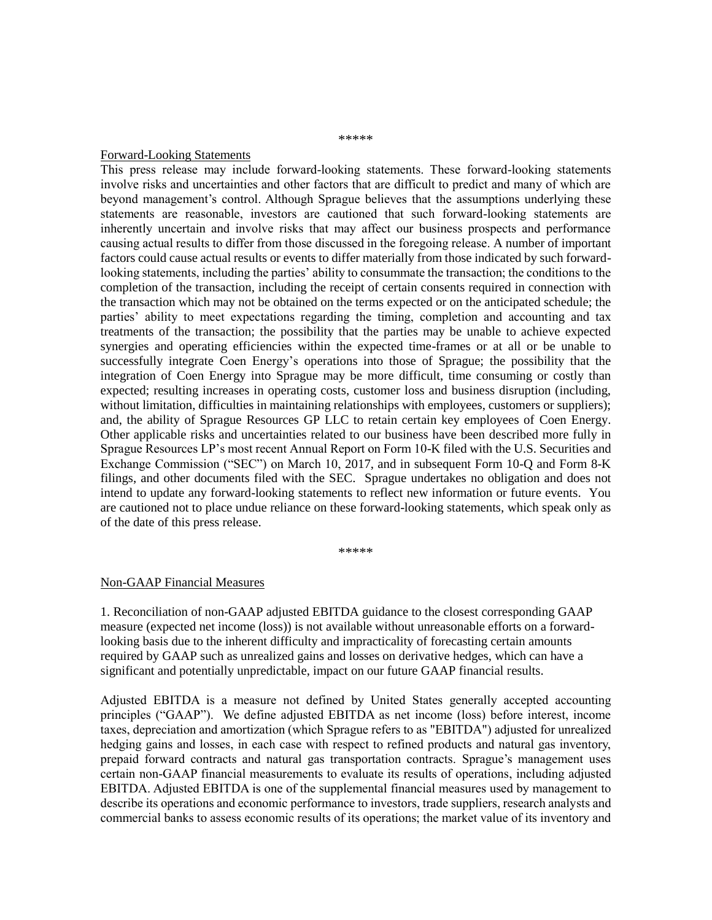\*\*\*\*\*

Forward-Looking Statements

This press release may include forward-looking statements. These forward-looking statements involve risks and uncertainties and other factors that are difficult to predict and many of which are beyond management's control. Although Sprague believes that the assumptions underlying these statements are reasonable, investors are cautioned that such forward-looking statements are inherently uncertain and involve risks that may affect our business prospects and performance causing actual results to differ from those discussed in the foregoing release. A number of important factors could cause actual results or events to differ materially from those indicated by such forward-looking statements, including the parties' ability to consummate the transaction; the conditions to the completion of the transaction, including the receipt of certain consents required in connection with the transaction which may not be obtained on the terms expected or on the anticipated schedule; the parties' ability to meet expectations regarding the timing, completion and accounting and tax treatments of the transaction; the possibility that the parties may be unable to achieve expected synergies and operating efficiencies within the expected time-frames or at all or be unable to successfully integrate Coen Energy's operations into those of Sprague; the possibility that the integration of Coen Energy into Sprague may be more difficult, time consuming or costly than expected; resulting increases in operating costs, customer loss and business disruption (including, without limitation, difficulties in maintaining relationships with employees, customers or suppliers); and, the ability of Sprague Resources GP LLC to retain certain key employees of Coen Energy. Other applicable risks and uncertainties related to our business have been described more fully in Sprague Resources LP's most recent Annual Report on Form 10-K filed with the U.S. Securities and Exchange Commission ("SEC") on March 10, 2017, and in subsequent Form 10-Q and Form 8-K filings, and other documents filed with the SEC. Sprague undertakes no obligation and does not intend to update any forward-looking statements to reflect new information or future events. You are cautioned not to place undue reliance on these forward-looking statements, which speak only as of the date of this press release.

\*\*\*\*\*

Non-GAAP Financial Measures

1. Reconciliation of non-GAAP adjusted EBITDA guidance to the closest corresponding GAAP measure (expected net income (loss)) is not available without unreasonable efforts on a forward-looking basis due to the inherent difficulty and impracticality of forecasting certain amounts required by GAAP such as unrealized gains and losses on derivative hedges, which can have a significant and potentially unpredictable, impact on our future GAAP financial results.

Adjusted EBITDA is a measure not defined by United States generally accepted accounting principles ("GAAP"). We define adjusted EBITDA as net income (loss) before interest, income taxes, depreciation and amortization (which Sprague refers to as "EBITDA") adjusted for unrealized hedging gains and losses, in each case with respect to refined products and natural gas inventory, prepaid forward contracts and natural gas transportation contracts. Sprague's management uses certain non-GAAP financial measurements to evaluate its results of operations, including adjusted EBITDA. Adjusted EBITDA is one of the supplemental financial measures used by management to describe its operations and economic performance to investors, trade suppliers, research analysts and commercial banks to assess economic results of its operations; the market value of its inventory and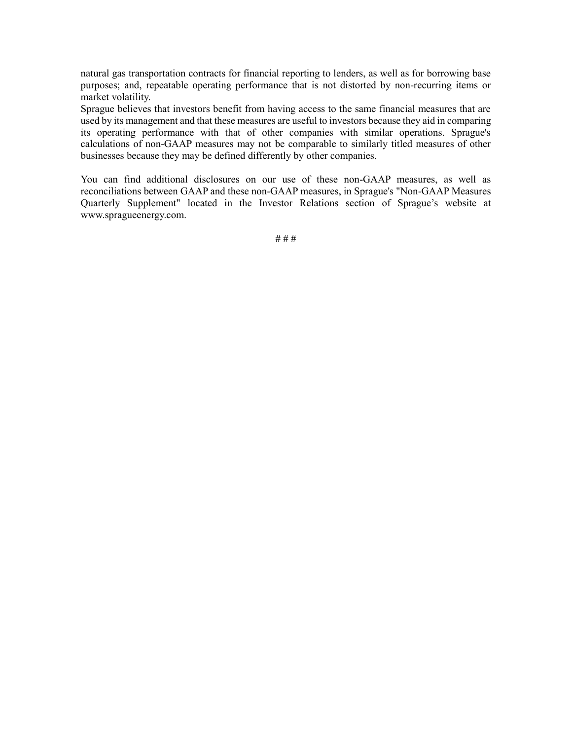natural gas transportation contracts for financial reporting to lenders, as well as for borrowing base purposes; and, repeatable operating performance that is not distorted by non-recurring items or market volatility.

Sprague believes that investors benefit from having access to the same financial measures that are used by its management and that these measures are useful to investors because they aid in comparing its operating performance with that of other companies with similar operations. Sprague's calculations of non-GAAP measures may not be comparable to similarly titled measures of other businesses because they may be defined differently by other companies.

You can find additional disclosures on our use of these non-GAAP measures, as well as reconciliations between GAAP and these non-GAAP measures, in Sprague's "Non-GAAP Measures Quarterly Supplement" located in the Investor Relations section of Sprague's website at www.spragueenergy.com.

# # #